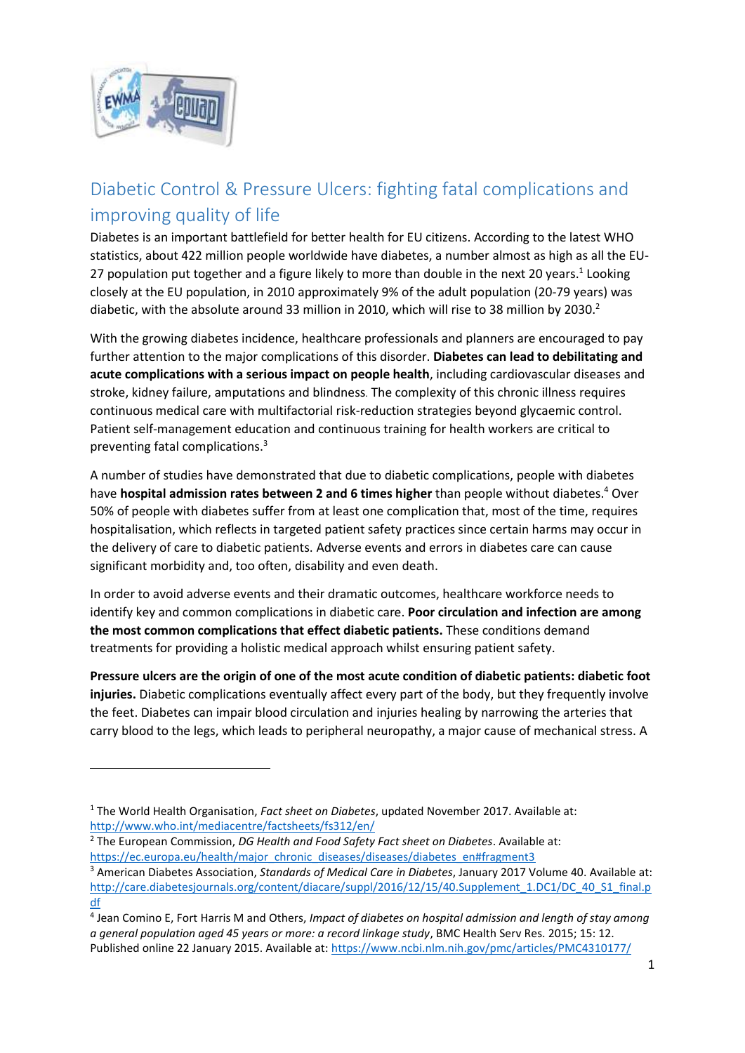# Diabetic Control & Pressure Ulcers: fighting fatal complications and improving quality of life

Diabetes is an important battlefield for better health for EU citizens. According to the latest WHO statistics, about 422 million people worldwide have diabetes, a number almost as high as all the EU-27 population put together and a figure likely to more than double in the next 20 years.[1] Looking closely at the EU population, in 2010 approximately 9% of the adult population (20-79 years) was diabetic, with the absolute around 33 million in 2010, which will rise to 38 million by 2030.[2]

With the growing diabetes incidence, healthcare professionals and planners are encouraged to pay further attention to the major complications of this disorder. **Diabetes can lead to debilitating and acute complications with a serious impact on people health**, including cardiovascular diseases and stroke, kidney failure, amputations and blindness. The complexity of this chronic illness requires continuous medical care with multifactorial risk-reduction strategies beyond glycaemic control. Patient self-management education and continuous training for health workers are critical to preventing fatal complications.[3]

A number of studies have demonstrated that due to diabetic complications, people with diabetes have **hospital admission rates between 2 and 6 times higher** than people without diabetes.[4] Over 50% of people with diabetes suffer from at least one complication that, most of the time, requires hospitalisation, which reflects in targeted patient safety practices since certain harms may occur in the delivery of care to diabetic patients. Adverse events and errors in diabetes care can cause significant morbidity and, too often, disability and even death.

In order to avoid adverse events and their dramatic outcomes, healthcare workforce needs to identify key and common complications in diabetic care. **Poor circulation and infection are among the most common complications that effect diabetic patients.** These conditions demand treatments for providing a holistic medical approach whilst ensuring patient safety.

**Pressure ulcers are the origin of one of the most acute condition of diabetic patients: diabetic foot injuries.** Diabetic complications eventually affect every part of the body, but they frequently involve the feet. Diabetes can impair blood circulation and injuries healing by narrowing the arteries that carry blood to the legs, which leads to peripheral neuropathy, a major cause of mechanical stress. A

---

[1] The World Health Organisation, *Fact sheet on Diabetes*, updated November 2017. Available at: http://www.who.int/mediacentre/factsheets/fs312/en/

[2] The European Commission, *DG Health and Food Safety Fact sheet on Diabetes*. Available at: https://ec.europa.eu/health/major_chronic_diseases/diseases/diabetes_en#fragment3

[3] American Diabetes Association, *Standards of Medical Care in Diabetes*, January 2017 Volume 40. Available at: http://care.diabetesjournals.org/content/diacare/suppl/2016/12/15/40.Supplement_1.DC1/DC_40_S1_final.pdf

[4] Jean Comino E, Fort Harris M and Others, *Impact of diabetes on hospital admission and length of stay among a general population aged 45 years or more: a record linkage study*, BMC Health Serv Res. 2015; 15: 12. Published online 22 January 2015. Available at: https://www.ncbi.nlm.nih.gov/pmc/articles/PMC4310177/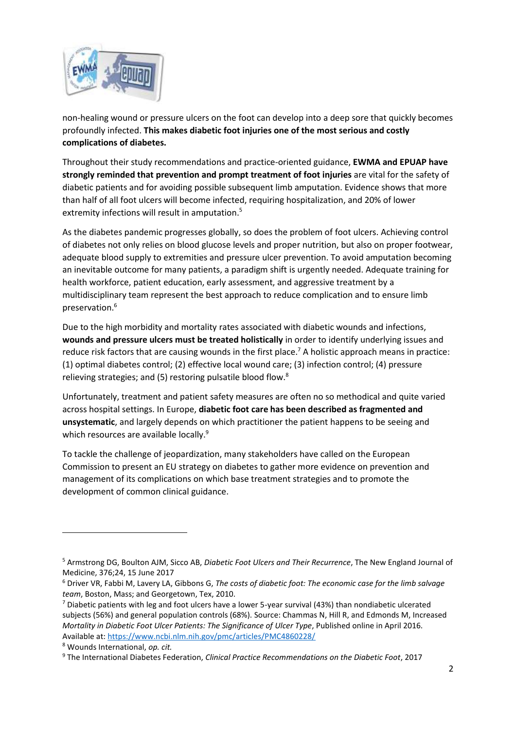non-healing wound or pressure ulcers on the foot can develop into a deep sore that quickly becomes profoundly infected. **This makes diabetic foot injuries one of the most serious and costly complications of diabetes.**

Throughout their study recommendations and practice-oriented guidance, **EWMA and EPUAP have strongly reminded that prevention and prompt treatment of foot injuries** are vital for the safety of diabetic patients and for avoiding possible subsequent limb amputation. Evidence shows that more than half of all foot ulcers will become infected, requiring hospitalization, and 20% of lower extremity infections will result in amputation.[5]

As the diabetes pandemic progresses globally, so does the problem of foot ulcers. Achieving control of diabetes not only relies on blood glucose levels and proper nutrition, but also on proper footwear, adequate blood supply to extremities and pressure ulcer prevention. To avoid amputation becoming an inevitable outcome for many patients, a paradigm shift is urgently needed. Adequate training for health workforce, patient education, early assessment, and aggressive treatment by a multidisciplinary team represent the best approach to reduce complication and to ensure limb preservation.[6]

Due to the high morbidity and mortality rates associated with diabetic wounds and infections, **wounds and pressure ulcers must be treated holistically** in order to identify underlying issues and reduce risk factors that are causing wounds in the first place.[7] A holistic approach means in practice: (1) optimal diabetes control; (2) effective local wound care; (3) infection control; (4) pressure relieving strategies; and (5) restoring pulsatile blood flow.[8]

Unfortunately, treatment and patient safety measures are often no so methodical and quite varied across hospital settings. In Europe, **diabetic foot care has been described as fragmented and unsystematic**, and largely depends on which practitioner the patient happens to be seeing and which resources are available locally.[9]

To tackle the challenge of jeopardization, many stakeholders have called on the European Commission to present an EU strategy on diabetes to gather more evidence on prevention and management of its complications on which base treatment strategies and to promote the development of common clinical guidance.

---

[5] Armstrong DG, Boulton AJM, Sicco AB, *Diabetic Foot Ulcers and Their Recurrence*, The New England Journal of Medicine, 376;24, 15 June 2017

[6] Driver VR, Fabbi M, Lavery LA, Gibbons G, *The costs of diabetic foot: The economic case for the limb salvage team*, Boston, Mass; and Georgetown, Tex, 2010.

[7] Diabetic patients with leg and foot ulcers have a lower 5-year survival (43%) than nondiabetic ulcerated subjects (56%) and general population controls (68%). Source: Chammas N, Hill R, and Edmonds M, Increased *Mortality in Diabetic Foot Ulcer Patients: The Significance of Ulcer Type*, Published online in April 2016. Available at: https://www.ncbi.nlm.nih.gov/pmc/articles/PMC4860228/

[8] Wounds International, *op. cit.*

[9] The International Diabetes Federation, *Clinical Practice Recommendations on the Diabetic Foot*, 2017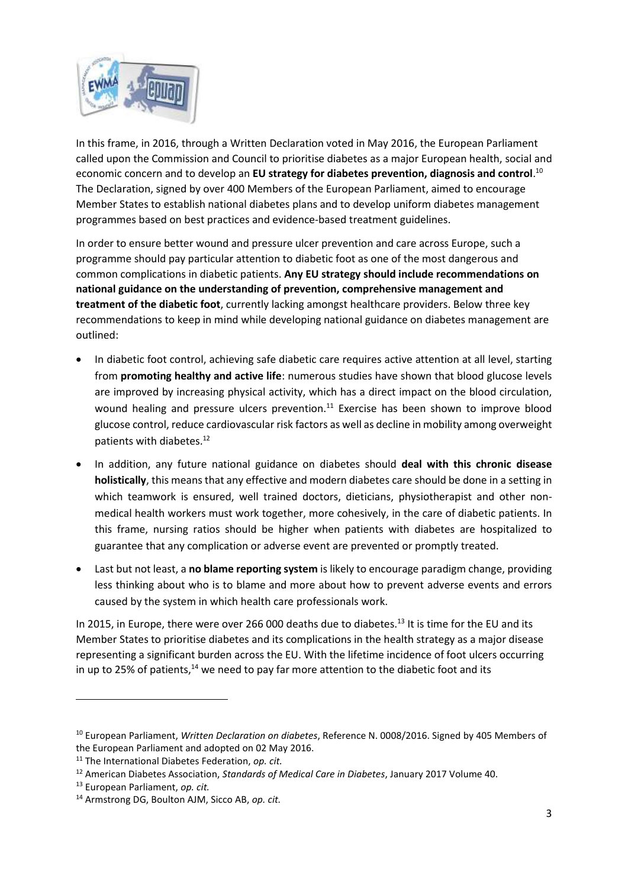In this frame, in 2016, through a Written Declaration voted in May 2016, the European Parliament called upon the Commission and Council to prioritise diabetes as a major European health, social and economic concern and to develop an **EU strategy for diabetes prevention, diagnosis and control**.[10] The Declaration, signed by over 400 Members of the European Parliament, aimed to encourage Member States to establish national diabetes plans and to develop uniform diabetes management programmes based on best practices and evidence-based treatment guidelines.

In order to ensure better wound and pressure ulcer prevention and care across Europe, such a programme should pay particular attention to diabetic foot as one of the most dangerous and common complications in diabetic patients. **Any EU strategy should include recommendations on national guidance on the understanding of prevention, comprehensive management and treatment of the diabetic foot**, currently lacking amongst healthcare providers. Below three key recommendations to keep in mind while developing national guidance on diabetes management are outlined:

- In diabetic foot control, achieving safe diabetic care requires active attention at all level, starting from **promoting healthy and active life**: numerous studies have shown that blood glucose levels are improved by increasing physical activity, which has a direct impact on the blood circulation, wound healing and pressure ulcers prevention.[11] Exercise has been shown to improve blood glucose control, reduce cardiovascular risk factors as well as decline in mobility among overweight patients with diabetes.[12]
- In addition, any future national guidance on diabetes should **deal with this chronic disease holistically**, this means that any effective and modern diabetes care should be done in a setting in which teamwork is ensured, well trained doctors, dieticians, physiotherapist and other non-medical health workers must work together, more cohesively, in the care of diabetic patients. In this frame, nursing ratios should be higher when patients with diabetes are hospitalized to guarantee that any complication or adverse event are prevented or promptly treated.
- Last but not least, a **no blame reporting system** is likely to encourage paradigm change, providing less thinking about who is to blame and more about how to prevent adverse events and errors caused by the system in which health care professionals work.

In 2015, in Europe, there were over 266 000 deaths due to diabetes.[13] It is time for the EU and its Member States to prioritise diabetes and its complications in the health strategy as a major disease representing a significant burden across the EU. With the lifetime incidence of foot ulcers occurring in up to 25% of patients,[14] we need to pay far more attention to the diabetic foot and its

---

[10] European Parliament, *Written Declaration on diabetes*, Reference N. 0008/2016. Signed by 405 Members of the European Parliament and adopted on 02 May 2016.

[11] The International Diabetes Federation, *op. cit.*

[12] American Diabetes Association, *Standards of Medical Care in Diabetes*, January 2017 Volume 40.

[13] European Parliament, *op. cit.*

[14] Armstrong DG, Boulton AJM, Sicco AB, *op. cit.*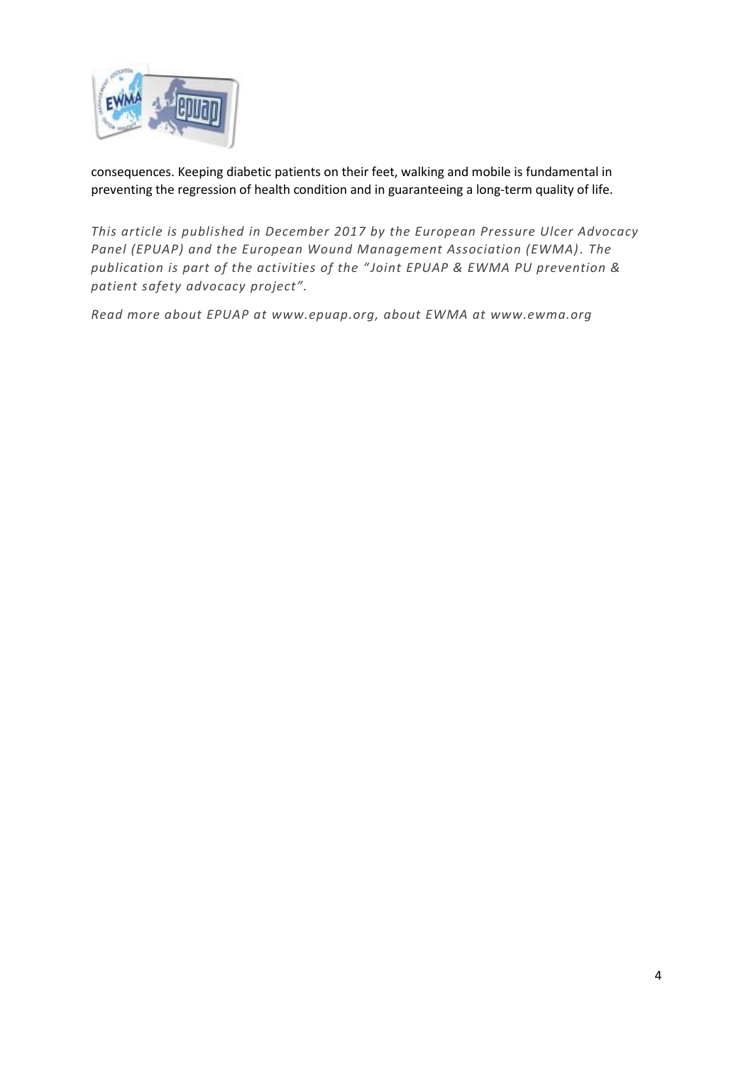consequences. Keeping diabetic patients on their feet, walking and mobile is fundamental in preventing the regression of health condition and in guaranteeing a long-term quality of life.

*This article is published in December 2017 by the European Pressure Ulcer Advocacy Panel (EPUAP) and the European Wound Management Association (EWMA). The publication is part of the activities of the "Joint EPUAP & EWMA PU prevention & patient safety advocacy project".*

*Read more about EPUAP at www.epuap.org, about EWMA at www.ewma.org*